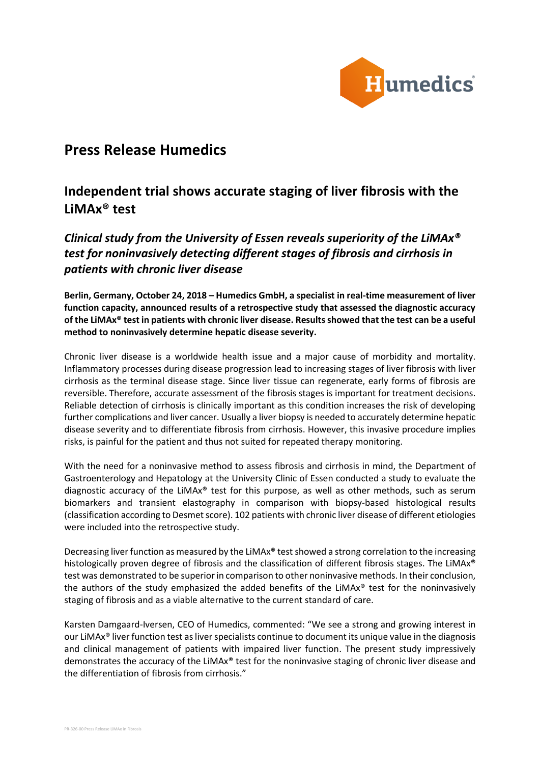# Press Release Humedics

## Independent trial shows accurate staging of liver fibrosis with the LiMAx® test

### *Clinical study from the University of Essen reveals superiority of the LiMAx® test for noninvasively detecting different stages of fibrosis and cirrhosis in patients with chronic liver disease*

**Berlin, Germany, October 24, 2018 – Humedics GmbH, a specialist in real-time measurement of liver function capacity, announced results of a retrospective study that assessed the diagnostic accuracy of the LiMAx® test in patients with chronic liver disease. Results showed that the test can be a useful method to noninvasively determine hepatic disease severity.**

Chronic liver disease is a worldwide health issue and a major cause of morbidity and mortality. Inflammatory processes during disease progression lead to increasing stages of liver fibrosis with liver cirrhosis as the terminal disease stage. Since liver tissue can regenerate, early forms of fibrosis are reversible. Therefore, accurate assessment of the fibrosis stages is important for treatment decisions. Reliable detection of cirrhosis is clinically important as this condition increases the risk of developing further complications and liver cancer. Usually a liver biopsy is needed to accurately determine hepatic disease severity and to differentiate fibrosis from cirrhosis. However, this invasive procedure implies risks, is painful for the patient and thus not suited for repeated therapy monitoring.

With the need for a noninvasive method to assess fibrosis and cirrhosis in mind, the Department of Gastroenterology and Hepatology at the University Clinic of Essen conducted a study to evaluate the diagnostic accuracy of the LiMAx® test for this purpose, as well as other methods, such as serum biomarkers and transient elastography in comparison with biopsy-based histological results (classification according to Desmet score). 102 patients with chronic liver disease of different etiologies were included into the retrospective study.

Decreasing liver function as measured by the LiMAx® test showed a strong correlation to the increasing histologically proven degree of fibrosis and the classification of different fibrosis stages. The LiMAx® test was demonstrated to be superior in comparison to other noninvasive methods. In their conclusion, the authors of the study emphasized the added benefits of the LiMAx® test for the noninvasively staging of fibrosis and as a viable alternative to the current standard of care.

Karsten Damgaard-Iversen, CEO of Humedics, commented: "We see a strong and growing interest in our LiMAx® liver function test as liver specialists continue to document its unique value in the diagnosis and clinical management of patients with impaired liver function. The present study impressively demonstrates the accuracy of the LiMAx® test for the noninvasive staging of chronic liver disease and the differentiation of fibrosis from cirrhosis."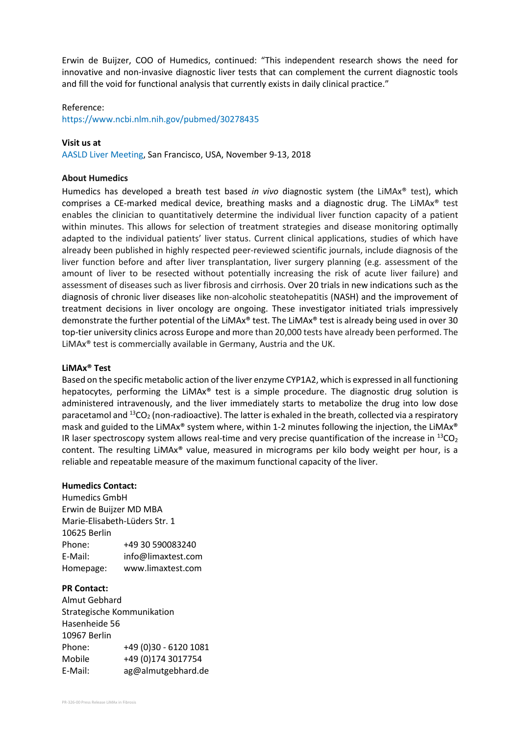Erwin de Buijzer, COO of Humedics, continued: "This independent research shows the need for innovative and non-invasive diagnostic liver tests that can complement the current diagnostic tools and fill the void for functional analysis that currently exists in daily clinical practice."

Reference:
https://www.ncbi.nlm.nih.gov/pubmed/30278435

**Visit us at**
AASLD Liver Meeting, San Francisco, USA, November 9-13, 2018

**About Humedics**
Humedics has developed a breath test based *in vivo* diagnostic system (the LiMAx® test), which comprises a CE-marked medical device, breathing masks and a diagnostic drug. The LiMAx® test enables the clinician to quantitatively determine the individual liver function capacity of a patient within minutes. This allows for selection of treatment strategies and disease monitoring optimally adapted to the individual patients' liver status. Current clinical applications, studies of which have already been published in highly respected peer-reviewed scientific journals, include diagnosis of the liver function before and after liver transplantation, liver surgery planning (e.g. assessment of the amount of liver to be resected without potentially increasing the risk of acute liver failure) and assessment of diseases such as liver fibrosis and cirrhosis. Over 20 trials in new indications such as the diagnosis of chronic liver diseases like non-alcoholic steatohepatitis (NASH) and the improvement of treatment decisions in liver oncology are ongoing. These investigator initiated trials impressively demonstrate the further potential of the LiMAx® test. The LiMAx® test is already being used in over 30 top-tier university clinics across Europe and more than 20,000 tests have already been performed. The LiMAx® test is commercially available in Germany, Austria and the UK.

**LiMAx® Test**
Based on the specific metabolic action of the liver enzyme CYP1A2, which is expressed in all functioning hepatocytes, performing the LiMAx® test is a simple procedure. The diagnostic drug solution is administered intravenously, and the liver immediately starts to metabolize the drug into low dose paracetamol and $^{13}CO_2$ (non-radioactive). The latter is exhaled in the breath, collected via a respiratory mask and guided to the LiMAx® system where, within 1-2 minutes following the injection, the LiMAx® IR laser spectroscopy system allows real-time and very precise quantification of the increase in $^{13}CO_2$ content. The resulting LiMAx® value, measured in micrograms per kilo body weight per hour, is a reliable and repeatable measure of the maximum functional capacity of the liver.

**Humedics Contact:**
Humedics GmbH
Erwin de Buijzer MD MBA
Marie-Elisabeth-Lüders Str. 1
10625 Berlin

| | |
|---|---|
| Phone: | +49 30 590083240 |
| E-Mail: | info@limaxtest.com |
| Homepage: | www.limaxtest.com |

**PR Contact:**
Almut Gebhard
Strategische Kommunikation
Hasenheide 56
10967 Berlin

| | |
|---|---|
| Phone: | +49 (0)30 - 6120 1081 |
| Mobile | +49 (0)174 3017754 |
| E-Mail: | ag@almutgebhard.de |